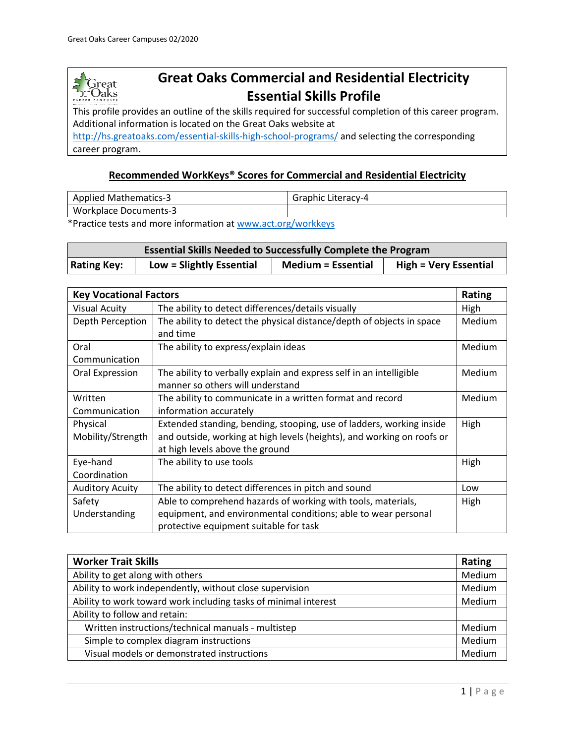# Great Oaks Commercial and Residential Electricity Essential Skills Profile

This profile provides an outline of the skills required for successful completion of this career program. Additional information is located on the Great Oaks website at http://hs.greatoaks.com/essential-skills-high-school-programs/ and selecting the corresponding career program.

## Recommended WorkKeys® Scores for Commercial and Residential Electricity

| Applied Mathematics-3 | Graphic Literacy-4 |
|---|---|
| Workplace Documents-3 | |

*Practice tests and more information at www.act.org/workkeys

| Essential Skills Needed to Successfully Complete the Program | | | |
|---|---|---|---|
| **Rating Key:** | **Low = Slightly Essential** | **Medium = Essential** | **High = Very Essential** |

| Key Vocational Factors | | Rating |
|---|---|---|
| Visual Acuity | The ability to detect differences/details visually | High |
| Depth Perception | The ability to detect the physical distance/depth of objects in space and time | Medium |
| Oral Communication | The ability to express/explain ideas | Medium |
| Oral Expression | The ability to verbally explain and express self in an intelligible manner so others will understand | Medium |
| Written Communication | The ability to communicate in a written format and record information accurately | Medium |
| Physical Mobility/Strength | Extended standing, bending, stooping, use of ladders, working inside and outside, working at high levels (heights), and working on roofs or at high levels above the ground | High |
| Eye-hand Coordination | The ability to use tools | High |
| Auditory Acuity | The ability to detect differences in pitch and sound | Low |
| Safety Understanding | Able to comprehend hazards of working with tools, materials, equipment, and environmental conditions; able to wear personal protective equipment suitable for task | High |

| Worker Trait Skills | Rating |
|---|---|
| Ability to get along with others | Medium |
| Ability to work independently, without close supervision | Medium |
| Ability to work toward work including tasks of minimal interest | Medium |
| Ability to follow and retain: | |
| Written instructions/technical manuals - multistep | Medium |
| Simple to complex diagram instructions | Medium |
| Visual models or demonstrated instructions | Medium |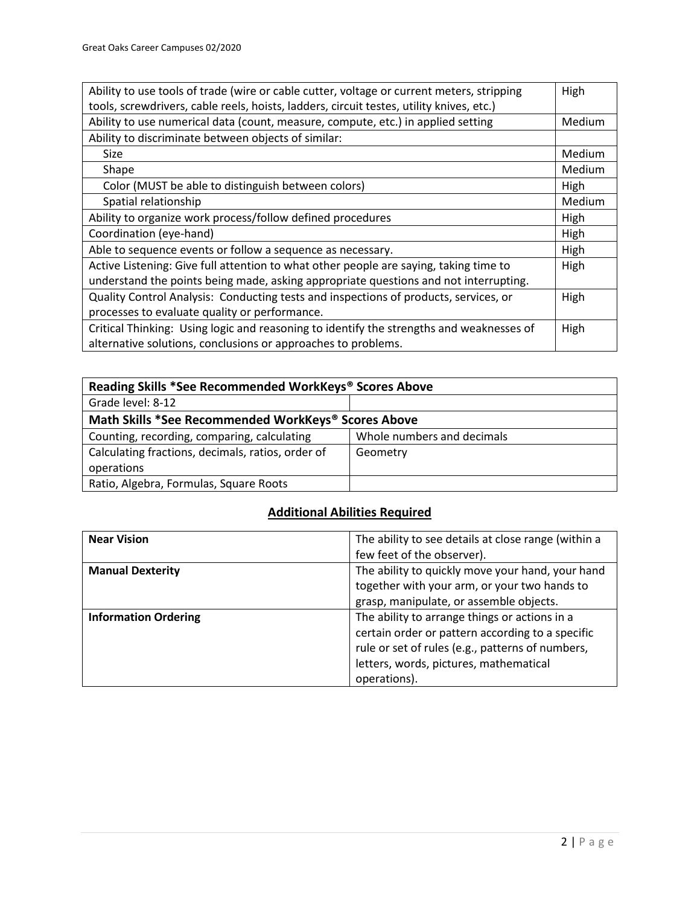| Ability to use tools of trade (wire or cable cutter, voltage or current meters, stripping tools, screwdrivers, cable reels, hoists, ladders, circuit testes, utility knives, etc.) | High |
|---|---|
| Ability to use numerical data (count, measure, compute, etc.) in applied setting | Medium |
| Ability to discriminate between objects of similar: | |
| Size | Medium |
| Shape | Medium |
| Color (MUST be able to distinguish between colors) | High |
| Spatial relationship | Medium |
| Ability to organize work process/follow defined procedures | High |
| Coordination (eye-hand) | High |
| Able to sequence events or follow a sequence as necessary. | High |
| Active Listening: Give full attention to what other people are saying, taking time to understand the points being made, asking appropriate questions and not interrupting. | High |
| Quality Control Analysis: Conducting tests and inspections of products, services, or processes to evaluate quality or performance. | High |
| Critical Thinking: Using logic and reasoning to identify the strengths and weaknesses of alternative solutions, conclusions or approaches to problems. | High |

| **Reading Skills *See Recommended WorkKeys® Scores Above** | |
|---|---|
| Grade level: 8-12 | |
| **Math Skills *See Recommended WorkKeys® Scores Above** | |
| Counting, recording, comparing, calculating | Whole numbers and decimals |
| Calculating fractions, decimals, ratios, order of operations | Geometry |
| Ratio, Algebra, Formulas, Square Roots | |

## Additional Abilities Required

| **Near Vision** | The ability to see details at close range (within a few feet of the observer). |
|---|---|
| **Manual Dexterity** | The ability to quickly move your hand, your hand together with your arm, or your two hands to grasp, manipulate, or assemble objects. |
| **Information Ordering** | The ability to arrange things or actions in a certain order or pattern according to a specific rule or set of rules (e.g., patterns of numbers, letters, words, pictures, mathematical operations). |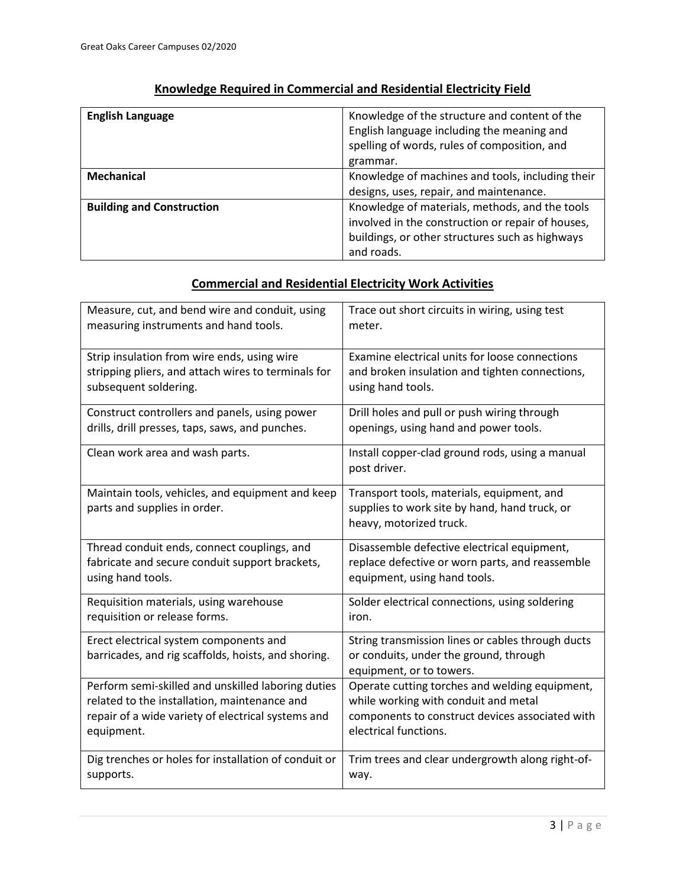## Knowledge Required in Commercial and Residential Electricity Field

| | |
|---|---|
| **English Language** | Knowledge of the structure and content of the English language including the meaning and spelling of words, rules of composition, and grammar. |
| **Mechanical** | Knowledge of machines and tools, including their designs, uses, repair, and maintenance. |
| **Building and Construction** | Knowledge of materials, methods, and the tools involved in the construction or repair of houses, buildings, or other structures such as highways and roads. |

## Commercial and Residential Electricity Work Activities

| | |
|---|---|
| Measure, cut, and bend wire and conduit, using measuring instruments and hand tools. | Trace out short circuits in wiring, using test meter. |
| Strip insulation from wire ends, using wire stripping pliers, and attach wires to terminals for subsequent soldering. | Examine electrical units for loose connections and broken insulation and tighten connections, using hand tools. |
| Construct controllers and panels, using power drills, drill presses, taps, saws, and punches. | Drill holes and pull or push wiring through openings, using hand and power tools. |
| Clean work area and wash parts. | Install copper-clad ground rods, using a manual post driver. |
| Maintain tools, vehicles, and equipment and keep parts and supplies in order. | Transport tools, materials, equipment, and supplies to work site by hand, hand truck, or heavy, motorized truck. |
| Thread conduit ends, connect couplings, and fabricate and secure conduit support brackets, using hand tools. | Disassemble defective electrical equipment, replace defective or worn parts, and reassemble equipment, using hand tools. |
| Requisition materials, using warehouse requisition or release forms. | Solder electrical connections, using soldering iron. |
| Erect electrical system components and barricades, and rig scaffolds, hoists, and shoring. | String transmission lines or cables through ducts or conduits, under the ground, through equipment, or to towers. |
| Perform semi-skilled and unskilled laboring duties related to the installation, maintenance and repair of a wide variety of electrical systems and equipment. | Operate cutting torches and welding equipment, while working with conduit and metal components to construct devices associated with electrical functions. |
| Dig trenches or holes for installation of conduit or supports. | Trim trees and clear undergrowth along right-of-way. |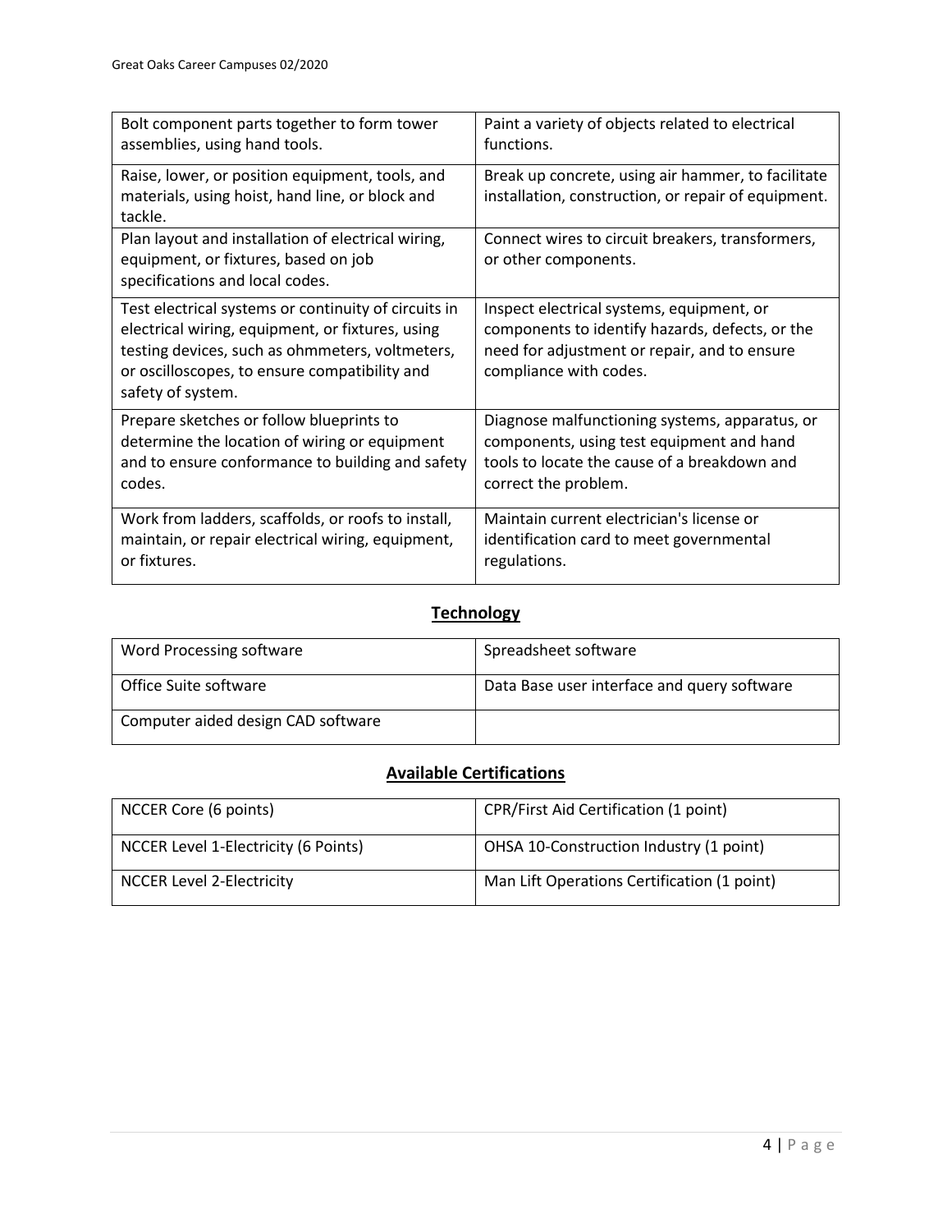| | |
|---|---|
| Bolt component parts together to form tower assemblies, using hand tools. | Paint a variety of objects related to electrical functions. |
| Raise, lower, or position equipment, tools, and materials, using hoist, hand line, or block and tackle. | Break up concrete, using air hammer, to facilitate installation, construction, or repair of equipment. |
| Plan layout and installation of electrical wiring, equipment, or fixtures, based on job specifications and local codes. | Connect wires to circuit breakers, transformers, or other components. |
| Test electrical systems or continuity of circuits in electrical wiring, equipment, or fixtures, using testing devices, such as ohmmeters, voltmeters, or oscilloscopes, to ensure compatibility and safety of system. | Inspect electrical systems, equipment, or components to identify hazards, defects, or the need for adjustment or repair, and to ensure compliance with codes. |
| Prepare sketches or follow blueprints to determine the location of wiring or equipment and to ensure conformance to building and safety codes. | Diagnose malfunctioning systems, apparatus, or components, using test equipment and hand tools to locate the cause of a breakdown and correct the problem. |
| Work from ladders, scaffolds, or roofs to install, maintain, or repair electrical wiring, equipment, or fixtures. | Maintain current electrician's license or identification card to meet governmental regulations. |

## Technology

| | |
|---|---|
| Word Processing software | Spreadsheet software |
| Office Suite software | Data Base user interface and query software |
| Computer aided design CAD software | |

## Available Certifications

| | |
|---|---|
| NCCER Core (6 points) | CPR/First Aid Certification (1 point) |
| NCCER Level 1-Electricity (6 Points) | OHSA 10-Construction Industry (1 point) |
| NCCER Level 2-Electricity | Man Lift Operations Certification (1 point) |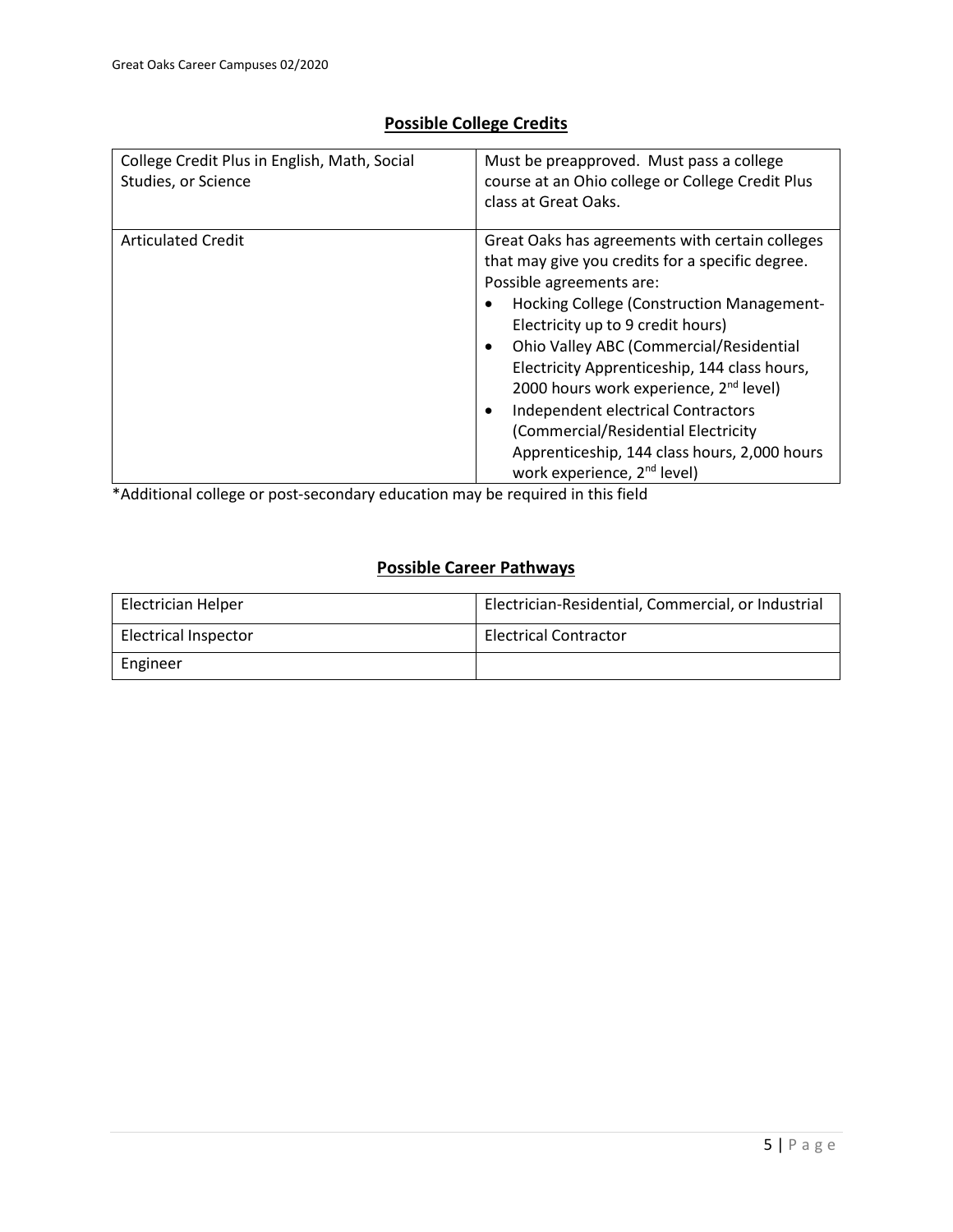## Possible College Credits

| | |
|---|---|
| College Credit Plus in English, Math, Social Studies, or Science | Must be preapproved. Must pass a college course at an Ohio college or College Credit Plus class at Great Oaks. |
| Articulated Credit | Great Oaks has agreements with certain colleges that may give you credits for a specific degree. Possible agreements are:<br>• Hocking College (Construction Management-Electricity up to 9 credit hours)<br>• Ohio Valley ABC (Commercial/Residential Electricity Apprenticeship, 144 class hours, 2000 hours work experience, 2nd level)<br>• Independent electrical Contractors (Commercial/Residential Electricity Apprenticeship, 144 class hours, 2,000 hours work experience, 2nd level) |

*Additional college or post-secondary education may be required in this field

## Possible Career Pathways

| | |
|---|---|
| Electrician Helper | Electrician-Residential, Commercial, or Industrial |
| Electrical Inspector | Electrical Contractor |
| Engineer | |